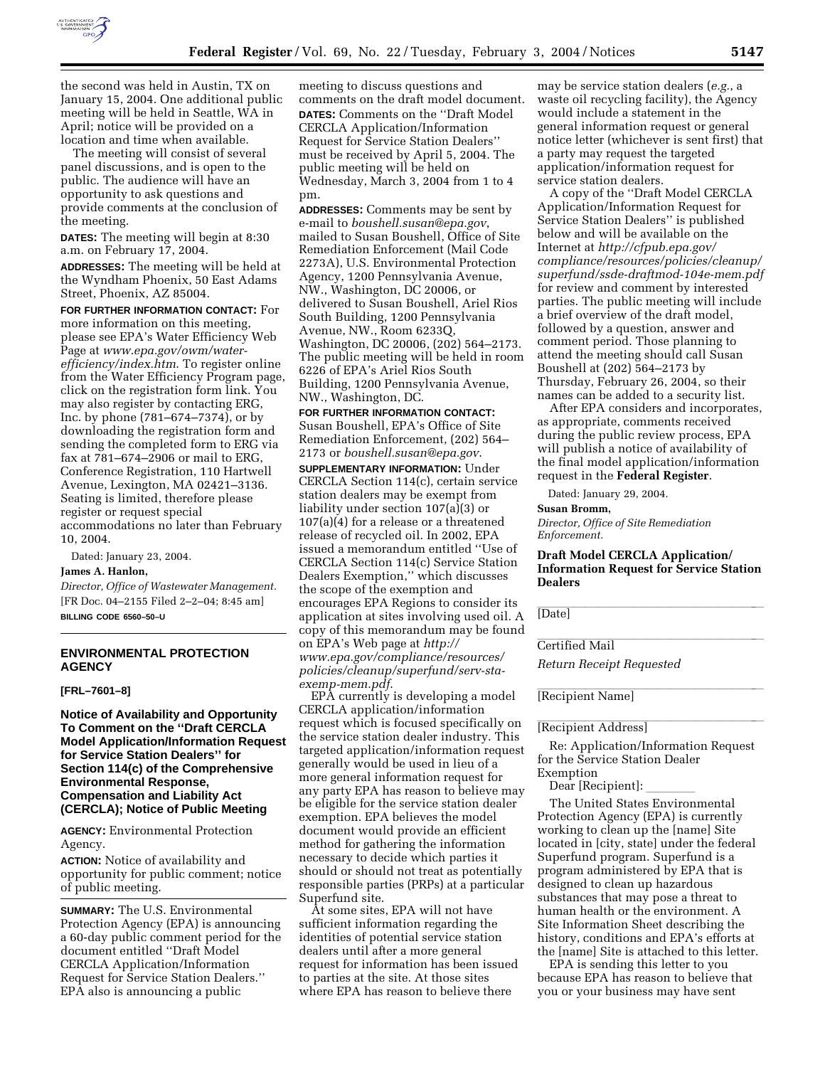the second was held in Austin, TX on January 15, 2004. One additional public meeting will be held in Seattle, WA in April; notice will be provided on a location and time when available.

The meeting will consist of several panel discussions, and is open to the public. The audience will have an opportunity to ask questions and provide comments at the conclusion of the meeting.

**DATES:** The meeting will begin at 8:30 a.m. on February 17, 2004.

**ADDRESSES:** The meeting will be held at the Wyndham Phoenix, 50 East Adams Street, Phoenix, AZ 85004.

**FOR FURTHER INFORMATION CONTACT:** For more information on this meeting, please see EPA's Water Efficiency Web Page at *www.epa.gov/owm/water-efficiency/index.htm*. To register online from the Water Efficiency Program page, click on the registration form link. You may also register by contacting ERG, Inc. by phone (781–674–7374), or by downloading the registration form and sending the completed form to ERG via fax at 781–674–2906 or mail to ERG, Conference Registration, 110 Hartwell Avenue, Lexington, MA 02421–3136. Seating is limited, therefore please register or request special accommodations no later than February 10, 2004.

Dated: January 23, 2004.

**James A. Hanlon,**

*Director, Office of Wastewater Management.*

[FR Doc. 04–2155 Filed 2–2–04; 8:45 am]

**BILLING CODE 6560–50–U**

## ENVIRONMENTAL PROTECTION AGENCY

**[FRL–7601–8]**

## Notice of Availability and Opportunity To Comment on the ''Draft CERCLA Model Application/Information Request for Service Station Dealers'' for Section 114(c) of the Comprehensive Environmental Response, Compensation and Liability Act (CERCLA); Notice of Public Meeting

**AGENCY:** Environmental Protection Agency.

**ACTION:** Notice of availability and opportunity for public comment; notice of public meeting.

**SUMMARY:** The U.S. Environmental Protection Agency (EPA) is announcing a 60-day public comment period for the document entitled ''Draft Model CERCLA Application/Information Request for Service Station Dealers.'' EPA also is announcing a public meeting to discuss questions and comments on the draft model document.

**DATES:** Comments on the ''Draft Model CERCLA Application/Information Request for Service Station Dealers'' must be received by April 5, 2004. The public meeting will be held on Wednesday, March 3, 2004 from 1 to 4 pm.

**ADDRESSES:** Comments may be sent by e-mail to *boushell.susan@epa.gov*, mailed to Susan Boushell, Office of Site Remediation Enforcement (Mail Code 2273A), U.S. Environmental Protection Agency, 1200 Pennsylvania Avenue, NW., Washington, DC 20006, or delivered to Susan Boushell, Ariel Rios South Building, 1200 Pennsylvania Avenue, NW., Room 6233Q, Washington, DC 20006, (202) 564–2173. The public meeting will be held in room 6226 of EPA's Ariel Rios South Building, 1200 Pennsylvania Avenue, NW., Washington, DC.

**FOR FURTHER INFORMATION CONTACT:** Susan Boushell, EPA's Office of Site Remediation Enforcement, (202) 564–2173 or *boushell.susan@epa.gov*.

**SUPPLEMENTARY INFORMATION:** Under CERCLA Section 114(c), certain service station dealers may be exempt from liability under section 107(a)(3) or 107(a)(4) for a release or a threatened release of recycled oil. In 2002, EPA issued a memorandum entitled ''Use of CERCLA Section 114(c) Service Station Dealers Exemption,'' which discusses the scope of the exemption and encourages EPA Regions to consider its application at sites involving used oil. A copy of this memorandum may be found on EPA's Web page at *http://www.epa.gov/compliance/resources/policies/cleanup/superfund/serv-sta-exemp-mem.pdf*.

EPA currently is developing a model CERCLA application/information request which is focused specifically on the service station dealer industry. This targeted application/information request generally would be used in lieu of a more general information request for any party EPA has reason to believe may be eligible for the service station dealer exemption. EPA believes the model document would provide an efficient method for gathering the information necessary to decide which parties it should or should not treat as potentially responsible parties (PRPs) at a particular Superfund site.

At some sites, EPA will not have sufficient information regarding the identities of potential service station dealers until after a more general request for information has been issued to parties at the site. At those sites where EPA has reason to believe there may be service station dealers (*e.g.*, a waste oil recycling facility), the Agency would include a statement in the general information request or general notice letter (whichever is sent first) that a party may request the targeted application/information request for service station dealers.

A copy of the ''Draft Model CERCLA Application/Information Request for Service Station Dealers'' is published below and will be available on the Internet at *http://cfpub.epa.gov/compliance/resources/policies/cleanup/superfund/ssde-draftmod-104e-mem.pdf* for review and comment by interested parties. The public meeting will include a brief overview of the draft model, followed by a question, answer and comment period. Those planning to attend the meeting should call Susan Boushell at (202) 564–2173 by Thursday, February 26, 2004, so their names can be added to a security list.

After EPA considers and incorporates, as appropriate, comments received during the public review process, EPA will publish a notice of availability of the final model application/information request in the **Federal Register**.

Dated: January 29, 2004.

**Susan Bromm,**

*Director, Office of Site Remediation Enforcement.*

### Draft Model CERCLA Application/Information Request for Service Station Dealers

[Date]

Certified Mail

*Return Receipt Requested*

[Recipient Name]

[Recipient Address]

Re: Application/Information Request for the Service Station Dealer Exemption

Dear [Recipient]: ________

The United States Environmental Protection Agency (EPA) is currently working to clean up the [name] Site located in [city, state] under the federal Superfund program. Superfund is a program administered by EPA that is designed to clean up hazardous substances that may pose a threat to human health or the environment. A Site Information Sheet describing the history, conditions and EPA's efforts at the [name] Site is attached to this letter.

EPA is sending this letter to you because EPA has reason to believe that you or your business may have sent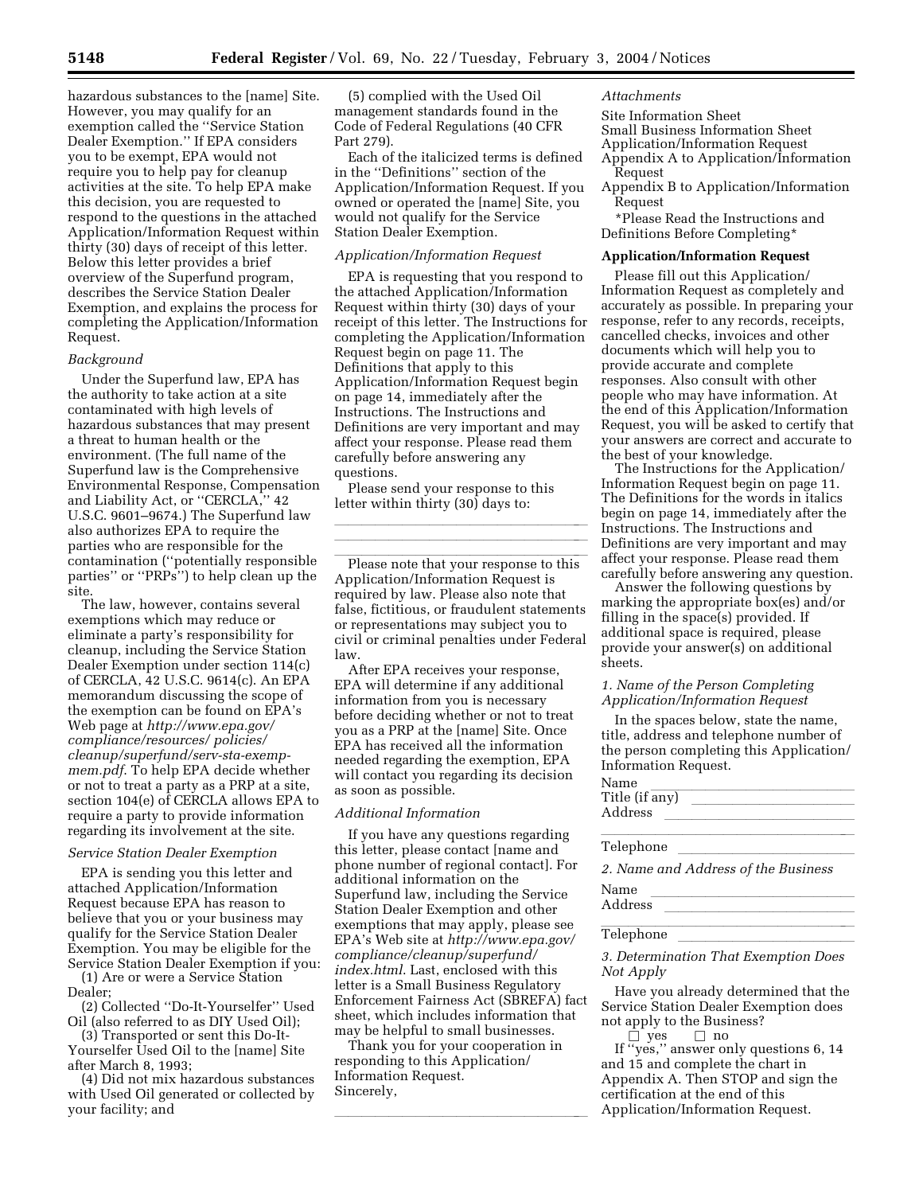hazardous substances to the [name] Site. However, you may qualify for an exemption called the ''Service Station Dealer Exemption.'' If EPA considers you to be exempt, EPA would not require you to help pay for cleanup activities at the site. To help EPA make this decision, you are requested to respond to the questions in the attached Application/Information Request within thirty (30) days of receipt of this letter. Below this letter provides a brief overview of the Superfund program, describes the Service Station Dealer Exemption, and explains the process for completing the Application/Information Request.

*Background*

Under the Superfund law, EPA has the authority to take action at a site contaminated with high levels of hazardous substances that may present a threat to human health or the environment. (The full name of the Superfund law is the Comprehensive Environmental Response, Compensation and Liability Act, or ''CERCLA,'' 42 U.S.C. 9601–9674.) The Superfund law also authorizes EPA to require the parties who are responsible for the contamination (''potentially responsible parties'' or ''PRPs'') to help clean up the site.

The law, however, contains several exemptions which may reduce or eliminate a party's responsibility for cleanup, including the Service Station Dealer Exemption under section 114(c) of CERCLA, 42 U.S.C. 9614(c). An EPA memorandum discussing the scope of the exemption can be found on EPA's Web page at *http://www.epa.gov/compliance/resources/policies/cleanup/superfund/serv-sta-exemp-mem.pdf*. To help EPA decide whether or not to treat a party as a PRP at a site, section 104(e) of CERCLA allows EPA to require a party to provide information regarding its involvement at the site.

*Service Station Dealer Exemption*

EPA is sending you this letter and attached Application/Information Request because EPA has reason to believe that you or your business may qualify for the Service Station Dealer Exemption. You may be eligible for the Service Station Dealer Exemption if you:

(1) Are or were a Service Station Dealer;

(2) Collected ''Do-It-Yourselfer'' Used Oil (also referred to as DIY Used Oil);

(3) Transported or sent this Do-It-Yourselfer Used Oil to the [name] Site after March 8, 1993;

(4) Did not mix hazardous substances with Used Oil generated or collected by your facility; and

(5) complied with the Used Oil management standards found in the Code of Federal Regulations (40 CFR Part 279).

Each of the italicized terms is defined in the ''Definitions'' section of the Application/Information Request. If you owned or operated the [name] Site, you would not qualify for the Service Station Dealer Exemption.

*Application/Information Request*

EPA is requesting that you respond to the attached Application/Information Request within thirty (30) days of your receipt of this letter. The Instructions for completing the Application/Information Request begin on page 11. The Definitions that apply to this Application/Information Request begin on page 14, immediately after the Instructions. The Instructions and Definitions are very important and may affect your response. Please read them carefully before answering any questions.

Please send your response to this letter within thirty (30) days to:

\_\_\_\_\_\_\_\_\_\_\_\_\_\_\_\_\_\_\_\_\_\_\_\_\_\_\_\_\_\_\_\_\_\_\_\_

\_\_\_\_\_\_\_\_\_\_\_\_\_\_\_\_\_\_\_\_\_\_\_\_\_\_\_\_\_\_\_\_\_\_\_\_

\_\_\_\_\_\_\_\_\_\_\_\_\_\_\_\_\_\_\_\_\_\_\_\_\_\_\_\_\_\_\_\_\_\_\_\_

Please note that your response to this Application/Information Request is required by law. Please also note that false, fictitious, or fraudulent statements or representations may subject you to civil or criminal penalties under Federal law.

After EPA receives your response, EPA will determine if any additional information from you is necessary before deciding whether or not to treat you as a PRP at the [name] Site. Once EPA has received all the information needed regarding the exemption, EPA will contact you regarding its decision as soon as possible.

*Additional Information*

If you have any questions regarding this letter, please contact [name and phone number of regional contact]. For additional information on the Superfund law, including the Service Station Dealer Exemption and other exemptions that may apply, please see EPA's Web site at *http://www.epa.gov/compliance/cleanup/superfund/index.html*. Last, enclosed with this letter is a Small Business Regulatory Enforcement Fairness Act (SBREFA) fact sheet, which includes information that may be helpful to small businesses.

Thank you for your cooperation in responding to this Application/Information Request.

Sincerely,

\_\_\_\_\_\_\_\_\_\_\_\_\_\_\_\_\_\_\_\_\_\_\_\_\_\_\_\_\_\_\_\_\_\_\_\_

*Attachments*

Site Information Sheet

Small Business Information Sheet

Application/Information Request

Appendix A to Application/Information Request

Appendix B to Application/Information Request

\*Please Read the Instructions and Definitions Before Completing\*

**Application/Information Request**

Please fill out this Application/Information Request as completely and accurately as possible. In preparing your response, refer to any records, receipts, cancelled checks, invoices and other documents which will help you to provide accurate and complete responses. Also consult with other people who may have information. At the end of this Application/Information Request, you will be asked to certify that your answers are correct and accurate to the best of your knowledge.

The Instructions for the Application/Information Request begin on page 11. The Definitions for the words in italics begin on page 14, immediately after the Instructions. The Instructions and Definitions are very important and may affect your response. Please read them carefully before answering any question.

Answer the following questions by marking the appropriate box(es) and/or filling in the space(s) provided. If additional space is required, please provide your answer(s) on additional sheets.

*1. Name of the Person Completing Application/Information Request*

In the spaces below, state the name, title, address and telephone number of the person completing this Application/Information Request.

Name \_\_\_\_\_\_\_\_\_\_\_\_\_\_\_\_\_\_\_\_\_\_\_\_\_\_\_\_

Title (if any) \_\_\_\_\_\_\_\_\_\_\_\_\_\_\_\_\_\_\_\_\_\_\_\_

Address \_\_\_\_\_\_\_\_\_\_\_\_\_\_\_\_\_\_\_\_\_\_\_\_\_\_

\_\_\_\_\_\_\_\_\_\_\_\_\_\_\_\_\_\_\_\_\_\_\_\_\_\_\_\_\_\_\_\_\_\_\_\_

Telephone \_\_\_\_\_\_\_\_\_\_\_\_\_\_\_\_\_\_\_\_\_\_\_\_\_

*2. Name and Address of the Business*

Name \_\_\_\_\_\_\_\_\_\_\_\_\_\_\_\_\_\_\_\_\_\_\_\_\_\_\_\_

Address \_\_\_\_\_\_\_\_\_\_\_\_\_\_\_\_\_\_\_\_\_\_\_\_\_\_

\_\_\_\_\_\_\_\_\_\_\_\_\_\_\_\_\_\_\_\_\_\_\_\_\_\_\_\_\_\_\_\_\_\_\_\_

Telephone \_\_\_\_\_\_\_\_\_\_\_\_\_\_\_\_\_\_\_\_\_\_\_\_\_

*3. Determination That Exemption Does Not Apply*

Have you already determined that the Service Station Dealer Exemption does not apply to the Business?

☐ yes ☐ no

If ''yes,'' answer only questions 6, 14 and 15 and complete the chart in Appendix A. Then STOP and sign the certification at the end of this Application/Information Request.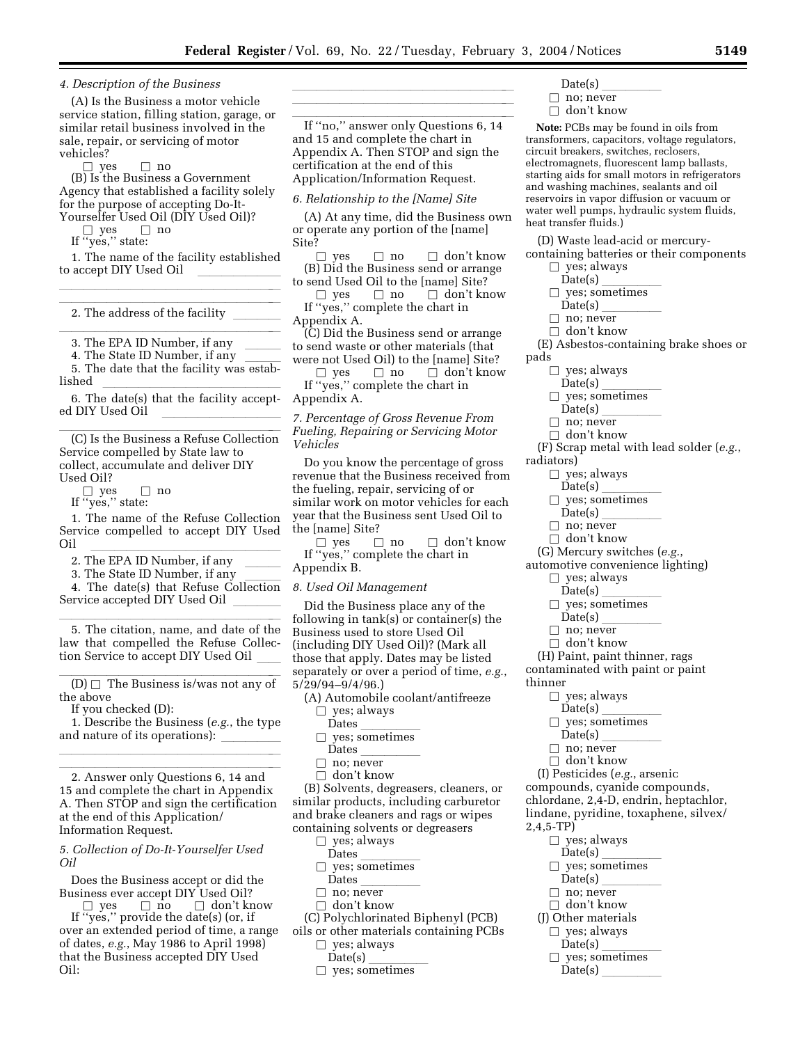*4. Description of the Business*

(A) Is the Business a motor vehicle service station, filling station, garage, or similar retail business involved in the sale, repair, or servicing of motor vehicles?

☐ yes ☐ no

(B) Is the Business a Government Agency that established a facility solely for the purpose of accepting Do-It-Yourselfer Used Oil (DIY Used Oil)?

☐ yes ☐ no

If ''yes,'' state:

1. The name of the facility established to accept DIY Used Oil \_\_\_\_\_\_\_\_\_\_\_\_

\_\_\_\_\_\_\_\_\_\_\_\_\_\_\_\_\_\_\_\_\_\_\_\_\_\_\_\_\_\_\_\_\_\_\_\_

\_\_\_\_\_\_\_\_\_\_\_\_\_\_\_\_\_\_\_\_\_\_\_\_\_\_\_\_\_\_\_\_\_\_\_\_

2. The address of the facility \_\_\_\_\_\_\_\_

\_\_\_\_\_\_\_\_\_\_\_\_\_\_\_\_\_\_\_\_\_\_\_\_\_\_\_\_\_\_\_\_\_\_\_\_

3. The EPA ID Number, if any \_\_\_\_\_\_

4. The State ID Number, if any \_\_\_\_\_\_

5. The date that the facility was established \_\_\_\_\_\_\_\_\_\_\_\_\_\_\_\_\_\_\_\_\_\_\_\_\_\_

6. The date(s) that the facility accepted DIY Used Oil \_\_\_\_\_\_\_\_\_\_\_\_\_\_\_\_\_\_

\_\_\_\_\_\_\_\_\_\_\_\_\_\_\_\_\_\_\_\_\_\_\_\_\_\_\_\_\_\_\_\_\_\_\_\_

(C) Is the Business a Refuse Collection Service compelled by State law to collect, accumulate and deliver DIY Used Oil?

☐ yes ☐ no

If ''yes,'' state:

1. The name of the Refuse Collection Service compelled to accept DIY Used Oil \_\_\_\_\_\_\_\_\_\_\_\_\_\_\_\_\_\_\_\_\_\_\_\_\_\_\_\_\_\_

2. The EPA ID Number, if any \_\_\_\_\_\_

3. The State ID Number, if any \_\_\_\_\_\_

4. The date(s) that Refuse Collection Service accepted DIY Used Oil \_\_\_\_\_\_\_

\_\_\_\_\_\_\_\_\_\_\_\_\_\_\_\_\_\_\_\_\_\_\_\_\_\_\_\_\_\_\_\_\_\_\_\_

5. The citation, name, and date of the law that compelled the Refuse Collection Service to accept DIY Used Oil \_\_\_\_

\_\_\_\_\_\_\_\_\_\_\_\_\_\_\_\_\_\_\_\_\_\_\_\_\_\_\_\_\_\_\_\_\_\_\_\_

(D) ☐ The Business is/was not any of the above

If you checked (D):

1. Describe the Business (*e.g.*, the type and nature of its operations): \_\_\_\_\_\_\_\_\_

\_\_\_\_\_\_\_\_\_\_\_\_\_\_\_\_\_\_\_\_\_\_\_\_\_\_\_\_\_\_\_\_\_\_\_\_

\_\_\_\_\_\_\_\_\_\_\_\_\_\_\_\_\_\_\_\_\_\_\_\_\_\_\_\_\_\_\_\_\_\_\_\_

2. Answer only Questions 6, 14 and 15 and complete the chart in Appendix A. Then STOP and sign the certification at the end of this Application/ Information Request.

*5. Collection of Do-It-Yourselfer Used Oil*

Does the Business accept or did the Business ever accept DIY Used Oil?

☐ yes ☐ no ☐ don't know

If ''yes,'' provide the date(s) (or, if over an extended period of time, a range of dates, *e.g.*, May 1986 to April 1998) that the Business accepted DIY Used Oil:

\_\_\_\_\_\_\_\_\_\_\_\_\_\_\_\_\_\_\_\_\_\_\_\_\_\_\_\_\_\_\_\_\_\_\_\_

\_\_\_\_\_\_\_\_\_\_\_\_\_\_\_\_\_\_\_\_\_\_\_\_\_\_\_\_\_\_\_\_\_\_\_\_

\_\_\_\_\_\_\_\_\_\_\_\_\_\_\_\_\_\_\_\_\_\_\_\_\_\_\_\_\_\_\_\_\_\_\_\_

If ''no,'' answer only Questions 6, 14 and 15 and complete the chart in Appendix A. Then STOP and sign the certification at the end of this Application/Information Request.

*6. Relationship to the [Name] Site*

(A) At any time, did the Business own or operate any portion of the [name] Site?

☐ yes ☐ no ☐ don't know

(B) Did the Business send or arrange to send Used Oil to the [name] Site?

☐ yes ☐ no ☐ don't know

If ''yes,'' complete the chart in Appendix A.

(C) Did the Business send or arrange to send waste or other materials (that were not Used Oil) to the [name] Site?

☐ yes ☐ no ☐ don't know

If ''yes,'' complete the chart in Appendix A.

*7. Percentage of Gross Revenue From Fueling, Repairing or Servicing Motor Vehicles*

Do you know the percentage of gross revenue that the Business received from the fueling, repair, servicing of or similar work on motor vehicles for each year that the Business sent Used Oil to the [name] Site?

☐ yes ☐ no ☐ don't know

If ''yes,'' complete the chart in Appendix B.

*8. Used Oil Management*

Did the Business place any of the following in tank(s) or container(s) the Business used to store Used Oil (including DIY Used Oil)? (Mark all those that apply. Dates may be listed separately or over a period of time, *e.g.*, 5/29/94–9/4/96.)

(A) Automobile coolant/antifreeze

☐ yes; always

Dates \_\_\_\_\_\_\_\_\_

☐ yes; sometimes

Dates \_\_\_\_\_\_\_\_\_

☐ no; never

☐ don't know

(B) Solvents, degreasers, cleaners, or similar products, including carburetor and brake cleaners and rags or wipes containing solvents or degreasers

☐ yes; always

Dates \_\_\_\_\_\_\_\_\_

☐ yes; sometimes

Dates \_\_\_\_\_\_\_\_\_

☐ no; never

☐ don't know

(C) Polychlorinated Biphenyl (PCB) oils or other materials containing PCBs

☐ yes; always

Date(s) \_\_\_\_\_\_\_\_\_

☐ yes; sometimes

Date(s) \_\_\_\_\_\_\_\_\_

☐ no; never

☐ don't know

**Note:** PCBs may be found in oils from transformers, capacitors, voltage regulators, circuit breakers, switches, reclosers, electromagnets, fluorescent lamp ballasts, starting aids for small motors in refrigerators and washing machines, sealants and oil reservoirs in vapor diffusion or vacuum or water well pumps, hydraulic system fluids, heat transfer fluids.)

(D) Waste lead-acid or mercury-containing batteries or their components

☐ yes; always

Date(s) \_\_\_\_\_\_\_\_\_

☐ yes; sometimes

Date(s) \_\_\_\_\_\_\_\_\_

☐ no; never

☐ don't know

(E) Asbestos-containing brake shoes or pads

☐ yes; always

Date(s) \_\_\_\_\_\_\_\_\_

☐ yes; sometimes

Date(s) \_\_\_\_\_\_\_\_\_

☐ no; never

☐ don't know

(F) Scrap metal with lead solder (*e.g.*, radiators)

☐ yes; always

Date(s) \_\_\_\_\_\_\_\_\_

☐ yes; sometimes

Date(s) \_\_\_\_\_\_\_\_\_

☐ no; never

☐ don't know

(G) Mercury switches (*e.g.*, automotive convenience lighting)

☐ yes; always

Date(s) \_\_\_\_\_\_\_\_\_

☐ yes; sometimes

Date(s) \_\_\_\_\_\_\_\_\_

☐ no; never

☐ don't know

(H) Paint, paint thinner, rags contaminated with paint or paint thinner

☐ yes; always

Date(s) \_\_\_\_\_\_\_\_\_

☐ yes; sometimes

Date(s) \_\_\_\_\_\_\_\_\_

☐ no; never

☐ don't know

(I) Pesticides (*e.g.*, arsenic compounds, cyanide compounds, chlordane, 2,4-D, endrin, heptachlor, lindane, pyridine, toxaphene, silvex/ 2,4,5-TP)

☐ yes; always

Date(s) \_\_\_\_\_\_\_\_\_

☐ yes; sometimes

Date(s) \_\_\_\_\_\_\_\_\_

☐ no; never

☐ don't know

(J) Other materials

☐ yes; always

Date(s) \_\_\_\_\_\_\_\_\_

☐ yes; sometimes

Date(s) \_\_\_\_\_\_\_\_\_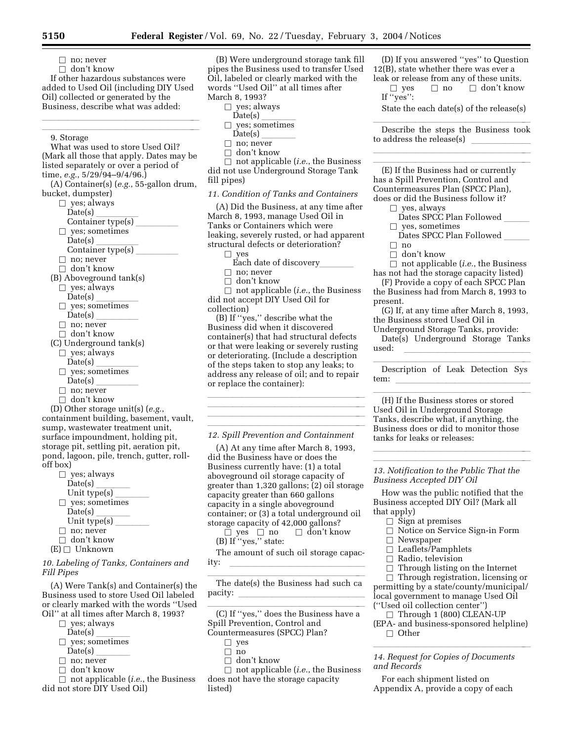☐ no; never
☐ don't know

If other hazardous substances were added to Used Oil (including DIY Used Oil) collected or generated by the Business, describe what was added:

___

___

9. Storage

What was used to store Used Oil? (Mark all those that apply. Dates may be listed separately or over a period of time, *e.g.*, 5/29/94–9/4/96.)

(A) Container(s) (*e.g.*, 55-gallon drum, bucket, dumpster)
- ☐ yes; always
  Date(s) ___
  Container type(s) ___
- ☐ yes; sometimes
  Date(s) ___
  Container type(s) ___
- ☐ no; never
- ☐ don't know

(B) Aboveground tank(s)
- ☐ yes; always
  Date(s) ___
- ☐ yes; sometimes
  Date(s) ___
- ☐ no; never
- ☐ don't know

(C) Underground tank(s)
- ☐ yes; always
  Date(s) ___
- ☐ yes; sometimes
  Date(s) ___
- ☐ no; never
- ☐ don't know

(D) Other storage unit(s) (*e.g.*, containment building, basement, vault, sump, wastewater treatment unit, surface impoundment, holding pit, storage pit, settling pit, aeration pit, pond, lagoon, pile, trench, gutter, roll-off box)
- ☐ yes; always
  Date(s) ___
  Unit type(s) ___
- ☐ yes; sometimes
  Date(s) ___
  Unit type(s) ___
- ☐ no; never
- ☐ don't know

(E) ☐ Unknown

*10. Labeling of Tanks, Containers and Fill Pipes*

(A) Were Tank(s) and Container(s) the Business used to store Used Oil labeled or clearly marked with the words ''Used Oil'' at all times after March 8, 1993?
- ☐ yes; always
  Date(s) ___
- ☐ yes; sometimes
  Date(s) ___
- ☐ no; never
- ☐ don't know
- ☐ not applicable (*i.e.*, the Business did not store DIY Used Oil)

(B) Were underground storage tank fill pipes the Business used to transfer Used Oil, labeled or clearly marked with the words ''Used Oil'' at all times after March 8, 1993?
- ☐ yes; always
  Date(s) ___
- ☐ yes; sometimes
  Date(s) ___
- ☐ no; never
- ☐ don't know
- ☐ not applicable (*i.e.*, the Business did not use Underground Storage Tank fill pipes)

*11. Condition of Tanks and Containers*

(A) Did the Business, at any time after March 8, 1993, manage Used Oil in Tanks or Containers which were leaking, severely rusted, or had apparent structural defects or deterioration?
- ☐ yes
  Each date of discovery___
- ☐ no; never
- ☐ don't know
- ☐ not applicable (*i.e.*, the Business did not accept DIY Used Oil for collection)

(B) If ''yes,'' describe what the Business did when it discovered container(s) that had structural defects or that were leaking or severely rusting or deteriorating. (Include a description of the steps taken to stop any leaks; to address any release of oil; and to repair or replace the container):

___

___

___

___

*12. Spill Prevention and Containment*

(A) At any time after March 8, 1993, did the Business have or does the Business currently have: (1) a total aboveground oil storage capacity of greater than 1,320 gallons; (2) oil storage capacity greater than 660 gallons capacity in a single aboveground container; or (3) a total underground oil storage capacity of 42,000 gallons?

☐ yes ☐ no ☐ don't know

(B) If ''yes,'' state:

The amount of such oil storage capacity: ___

___

The date(s) the Business had such capacity: ___

___

(C) If ''yes,'' does the Business have a Spill Prevention, Control and Countermeasures (SPCC) Plan?
- ☐ yes
- ☐ no
- ☐ don't know
- ☐ not applicable (*i.e.*, the Business does not have the storage capacity listed)

(D) If you answered ''yes'' to Question 12(B), state whether there was ever a leak or release from any of these units.

☐ yes ☐ no ☐ don't know

If ''yes'':

State the each date(s) of the release(s)

___

Describe the steps the Business took to address the release(s) ___

___

___

(E) If the Business had or currently has a Spill Prevention, Control and Countermeasures Plan (SPCC Plan), does or did the Business follow it?
- ☐ yes, always
  Dates SPCC Plan Followed ___
- ☐ yes, sometimes
  Dates SPCC Plan Followed ___
- ☐ no
- ☐ don't know
- ☐ not applicable (*i.e.*, the Business has not had the storage capacity listed)

(F) Provide a copy of each SPCC Plan the Business had from March 8, 1993 to present.

(G) If, at any time after March 8, 1993, the Business stored Used Oil in Underground Storage Tanks, provide:

Date(s) Underground Storage Tanks used: ___

___

Description of Leak Detection System: ___

___

(H) If the Business stores or stored Used Oil in Underground Storage Tanks, describe what, if anything, the Business does or did to monitor those tanks for leaks or releases:

___

___

*13. Notification to the Public That the Business Accepted DIY Oil*

How was the public notified that the Business accepted DIY Oil? (Mark all that apply)
- ☐ Sign at premises
- ☐ Notice on Service Sign-in Form
- ☐ Newspaper
- ☐ Leaflets/Pamphlets
- ☐ Radio, television
- ☐ Through listing on the Internet
- ☐ Through registration, licensing or permitting by a state/county/municipal/local government to manage Used Oil (''Used oil collection center'')
- ☐ Through 1 (800) CLEAN-UP (EPA- and business-sponsored helpline)
- ☐ Other

___

*14. Request for Copies of Documents and Records*

For each shipment listed on Appendix A, provide a copy of each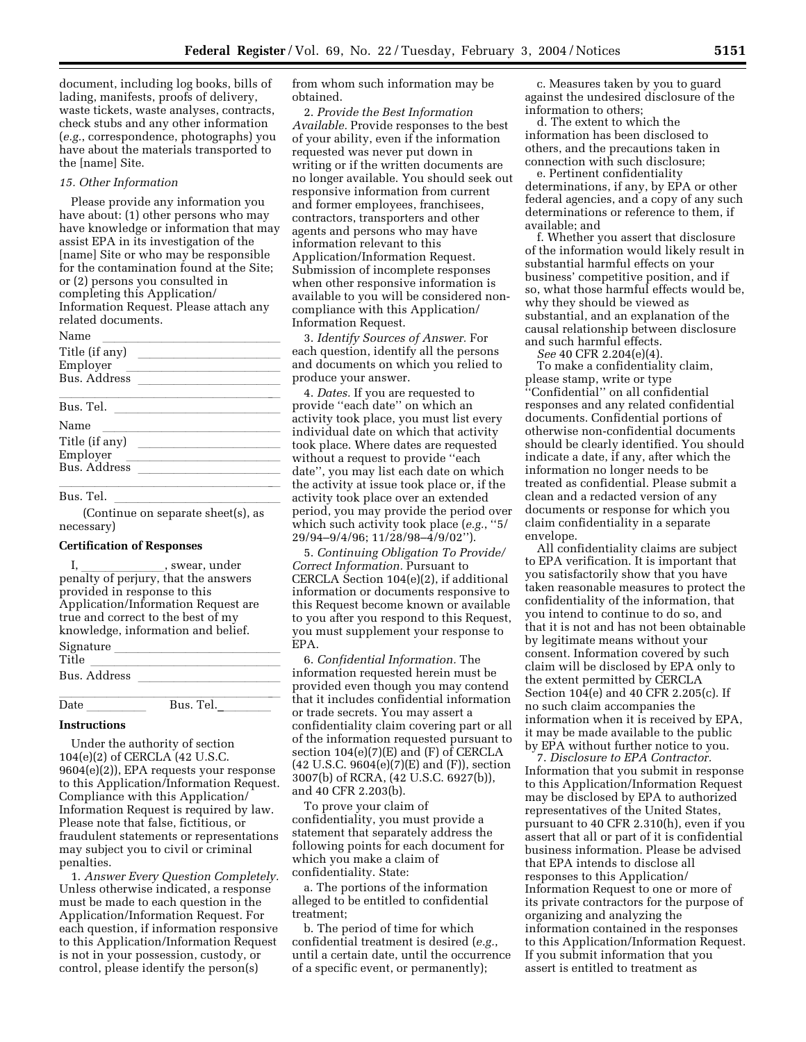document, including log books, bills of lading, manifests, proofs of delivery, waste tickets, waste analyses, contracts, check stubs and any other information (*e.g.*, correspondence, photographs) you have about the materials transported to the [name] Site.

*15. Other Information*

Please provide any information you have about: (1) other persons who may have knowledge or information that may assist EPA in its investigation of the [name] Site or who may be responsible for the contamination found at the Site; or (2) persons you consulted in completing this Application/Information Request. Please attach any related documents.

Name ___________________________

Title (if any) ______________________

Employer _________________________

Bus. Address ______________________

________________________________

Bus. Tel. _________________________

Name ___________________________

Title (if any) ______________________

Employer _________________________

Bus. Address ______________________

________________________________

Bus. Tel. _________________________

(Continue on separate sheet(s), as necessary)

**Certification of Responses**

I, _____________, swear, under penalty of perjury, that the answers provided in response to this Application/Information Request are true and correct to the best of my knowledge, information and belief.

Signature _________________________

Title _____________________________

Bus. Address ______________________

________________________________

Date _________ Bus. Tel.________

**Instructions**

Under the authority of section 104(e)(2) of CERCLA (42 U.S.C. 9604(e)(2)), EPA requests your response to this Application/Information Request. Compliance with this Application/Information Request is required by law. Please note that false, fictitious, or fraudulent statements or representations may subject you to civil or criminal penalties.

1. *Answer Every Question Completely.* Unless otherwise indicated, a response must be made to each question in the Application/Information Request. For each question, if information responsive to this Application/Information Request is not in your possession, custody, or control, please identify the person(s) from whom such information may be obtained.

2. *Provide the Best Information Available.* Provide responses to the best of your ability, even if the information requested was never put down in writing or if the written documents are no longer available. You should seek out responsive information from current and former employees, franchisees, contractors, transporters and other agents and persons who may have information relevant to this Application/Information Request. Submission of incomplete responses when other responsive information is available to you will be considered non-compliance with this Application/Information Request.

3. *Identify Sources of Answer.* For each question, identify all the persons and documents on which you relied to produce your answer.

4. *Dates.* If you are requested to provide "each date" on which an activity took place, you must list every individual date on which that activity took place. Where dates are requested without a request to provide "each date", you may list each date on which the activity at issue took place or, if the activity took place over an extended period, you may provide the period over which such activity took place (*e.g.*, "5/29/94–9/4/96; 11/28/98–4/9/02").

5. *Continuing Obligation To Provide/Correct Information.* Pursuant to CERCLA Section 104(e)(2), if additional information or documents responsive to this Request become known or available to you after you respond to this Request, you must supplement your response to EPA.

6. *Confidential Information.* The information requested herein must be provided even though you may contend that it includes confidential information or trade secrets. You may assert a confidentiality claim covering part or all of the information requested pursuant to section 104(e)(7)(E) and (F) of CERCLA (42 U.S.C. 9604(e)(7)(E) and (F)), section 3007(b) of RCRA, (42 U.S.C. 6927(b)), and 40 CFR 2.203(b).

To prove your claim of confidentiality, you must provide a statement that separately address the following points for each document for which you make a claim of confidentiality. State:

a. The portions of the information alleged to be entitled to confidential treatment;

b. The period of time for which confidential treatment is desired (*e.g.*, until a certain date, until the occurrence of a specific event, or permanently);

c. Measures taken by you to guard against the undesired disclosure of the information to others;

d. The extent to which the information has been disclosed to others, and the precautions taken in connection with such disclosure;

e. Pertinent confidentiality determinations, if any, by EPA or other federal agencies, and a copy of any such determinations or reference to them, if available; and

f. Whether you assert that disclosure of the information would likely result in substantial harmful effects on your business' competitive position, and if so, what those harmful effects would be, why they should be viewed as substantial, and an explanation of the causal relationship between disclosure and such harmful effects.

*See* 40 CFR 2.204(e)(4).

To make a confidentiality claim, please stamp, write or type "Confidential" on all confidential responses and any related confidential documents. Confidential portions of otherwise non-confidential documents should be clearly identified. You should indicate a date, if any, after which the information no longer needs to be treated as confidential. Please submit a clean and a redacted version of any documents or response for which you claim confidentiality in a separate envelope.

All confidentiality claims are subject to EPA verification. It is important that you satisfactorily show that you have taken reasonable measures to protect the confidentiality of the information, that you intend to continue to do so, and that it is not and has not been obtainable by legitimate means without your consent. Information covered by such claim will be disclosed by EPA only to the extent permitted by CERCLA Section 104(e) and 40 CFR 2.205(c). If no such claim accompanies the information when it is received by EPA, it may be made available to the public by EPA without further notice to you.

7. *Disclosure to EPA Contractor.* Information that you submit in response to this Application/Information Request may be disclosed by EPA to authorized representatives of the United States, pursuant to 40 CFR 2.310(h), even if you assert that all or part of it is confidential business information. Please be advised that EPA intends to disclose all responses to this Application/Information Request to one or more of its private contractors for the purpose of organizing and analyzing the information contained in the responses to this Application/Information Request. If you submit information that you assert is entitled to treatment as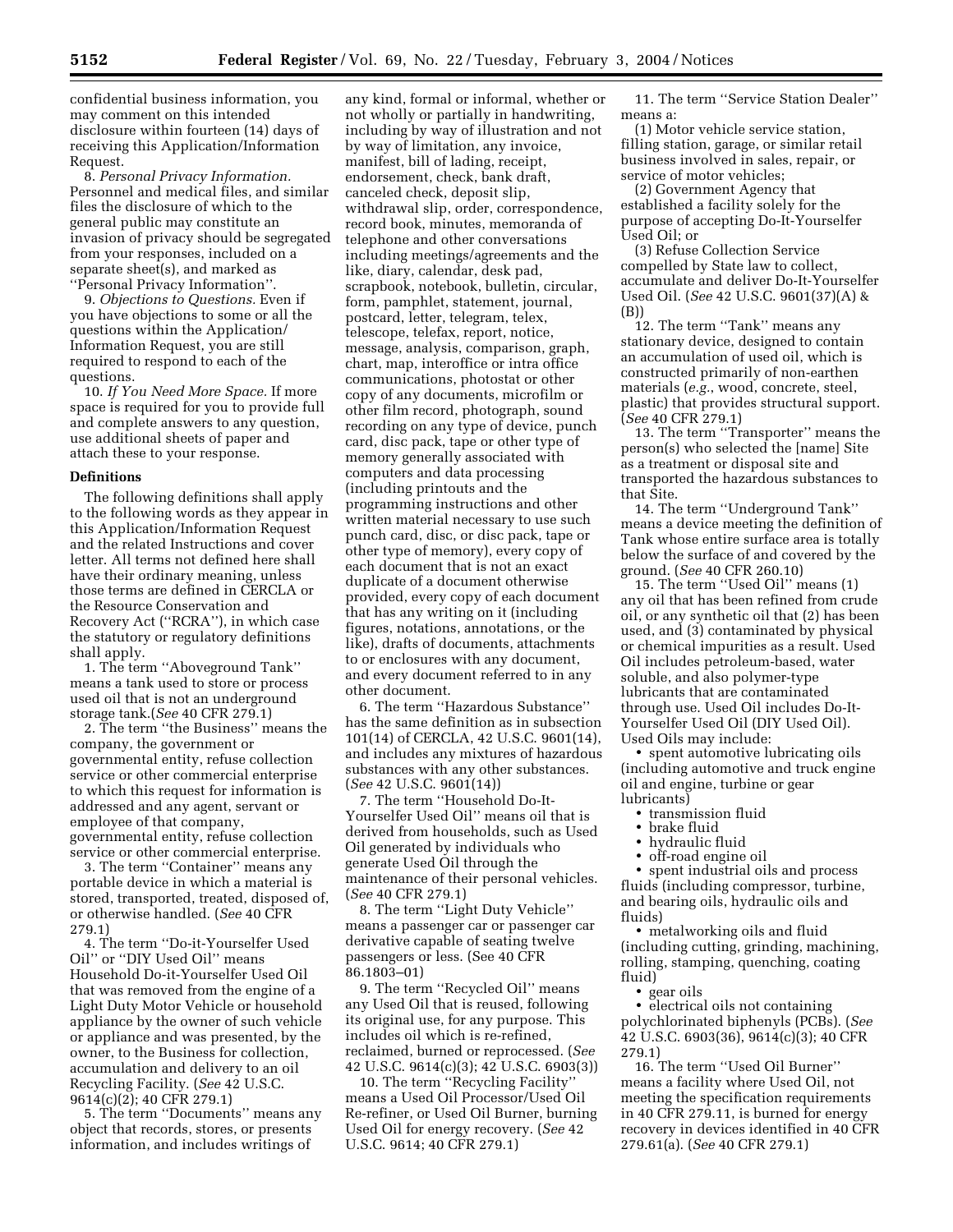confidential business information, you may comment on this intended disclosure within fourteen (14) days of receiving this Application/Information Request.

8. *Personal Privacy Information.* Personnel and medical files, and similar files the disclosure of which to the general public may constitute an invasion of privacy should be segregated from your responses, included on a separate sheet(s), and marked as ''Personal Privacy Information''.

9. *Objections to Questions.* Even if you have objections to some or all the questions within the Application/Information Request, you are still required to respond to each of the questions.

10. *If You Need More Space.* If more space is required for you to provide full and complete answers to any question, use additional sheets of paper and attach these to your response.

**Definitions**

The following definitions shall apply to the following words as they appear in this Application/Information Request and the related Instructions and cover letter. All terms not defined here shall have their ordinary meaning, unless those terms are defined in CERCLA or the Resource Conservation and Recovery Act (''RCRA''), in which case the statutory or regulatory definitions shall apply.

1. The term ''Aboveground Tank'' means a tank used to store or process used oil that is not an underground storage tank.(*See* 40 CFR 279.1)

2. The term ''the Business'' means the company, the government or governmental entity, refuse collection service or other commercial enterprise to which this request for information is addressed and any agent, servant or employee of that company, governmental entity, refuse collection service or other commercial enterprise.

3. The term ''Container'' means any portable device in which a material is stored, transported, treated, disposed of, or otherwise handled. (*See* 40 CFR 279.1)

4. The term ''Do-it-Yourselfer Used Oil'' or ''DIY Used Oil'' means Household Do-it-Yourselfer Used Oil that was removed from the engine of a Light Duty Motor Vehicle or household appliance by the owner of such vehicle or appliance and was presented, by the owner, to the Business for collection, accumulation and delivery to an oil Recycling Facility. (*See* 42 U.S.C. 9614(c)(2); 40 CFR 279.1)

5. The term ''Documents'' means any object that records, stores, or presents information, and includes writings of any kind, formal or informal, whether or not wholly or partially in handwriting, including by way of illustration and not by way of limitation, any invoice, manifest, bill of lading, receipt, endorsement, check, bank draft, canceled check, deposit slip, withdrawal slip, order, correspondence, record book, minutes, memoranda of telephone and other conversations including meetings/agreements and the like, diary, calendar, desk pad, scrapbook, notebook, bulletin, circular, form, pamphlet, statement, journal, postcard, letter, telegram, telex, telescope, telefax, report, notice, message, analysis, comparison, graph, chart, map, interoffice or intra office communications, photostat or other copy of any documents, microfilm or other film record, photograph, sound recording on any type of device, punch card, disc pack, tape or other type of memory generally associated with computers and data processing (including printouts and the programming instructions and other written material necessary to use such punch card, disc, or disc pack, tape or other type of memory), every copy of each document that is not an exact duplicate of a document otherwise provided, every copy of each document that has any writing on it (including figures, notations, annotations, or the like), drafts of documents, attachments to or enclosures with any document, and every document referred to in any other document.

6. The term ''Hazardous Substance'' has the same definition as in subsection 101(14) of CERCLA, 42 U.S.C. 9601(14), and includes any mixtures of hazardous substances with any other substances. (*See* 42 U.S.C. 9601(14))

7. The term ''Household Do-It-Yourselfer Used Oil'' means oil that is derived from households, such as Used Oil generated by individuals who generate Used Oil through the maintenance of their personal vehicles. (*See* 40 CFR 279.1)

8. The term ''Light Duty Vehicle'' means a passenger car or passenger car derivative capable of seating twelve passengers or less. (See 40 CFR 86.1803–01)

9. The term ''Recycled Oil'' means any Used Oil that is reused, following its original use, for any purpose. This includes oil which is re-refined, reclaimed, burned or reprocessed. (*See* 42 U.S.C. 9614(c)(3); 42 U.S.C. 6903(3))

10. The term ''Recycling Facility'' means a Used Oil Processor/Used Oil Re-refiner, or Used Oil Burner, burning Used Oil for energy recovery. (*See* 42 U.S.C. 9614; 40 CFR 279.1)

11. The term ''Service Station Dealer'' means a:

(1) Motor vehicle service station, filling station, garage, or similar retail business involved in sales, repair, or service of motor vehicles;

(2) Government Agency that established a facility solely for the purpose of accepting Do-It-Yourselfer Used Oil; or

(3) Refuse Collection Service compelled by State law to collect, accumulate and deliver Do-It-Yourselfer Used Oil. (*See* 42 U.S.C. 9601(37)(A) & (B))

12. The term ''Tank'' means any stationary device, designed to contain an accumulation of used oil, which is constructed primarily of non-earthen materials (*e.g.*, wood, concrete, steel, plastic) that provides structural support. (*See* 40 CFR 279.1)

13. The term ''Transporter'' means the person(s) who selected the [name] Site as a treatment or disposal site and transported the hazardous substances to that Site.

14. The term ''Underground Tank'' means a device meeting the definition of Tank whose entire surface area is totally below the surface of and covered by the ground. (*See* 40 CFR 260.10)

15. The term ''Used Oil'' means (1) any oil that has been refined from crude oil, or any synthetic oil that (2) has been used, and (3) contaminated by physical or chemical impurities as a result. Used Oil includes petroleum-based, water soluble, and also polymer-type lubricants that are contaminated through use. Used Oil includes Do-It-Yourselfer Used Oil (DIY Used Oil). Used Oils may include:

- spent automotive lubricating oils (including automotive and truck engine oil and engine, turbine or gear lubricants)
- transmission fluid
- brake fluid
- hydraulic fluid
- off-road engine oil
- spent industrial oils and process fluids (including compressor, turbine, and bearing oils, hydraulic oils and fluids)
- metalworking oils and fluid (including cutting, grinding, machining, rolling, stamping, quenching, coating fluid)
- gear oils
- electrical oils not containing polychlorinated biphenyls (PCBs). (*See* 42 U.S.C. 6903(36), 9614(c)(3); 40 CFR 279.1)

16. The term ''Used Oil Burner'' means a facility where Used Oil, not meeting the specification requirements in 40 CFR 279.11, is burned for energy recovery in devices identified in 40 CFR 279.61(a). (*See* 40 CFR 279.1)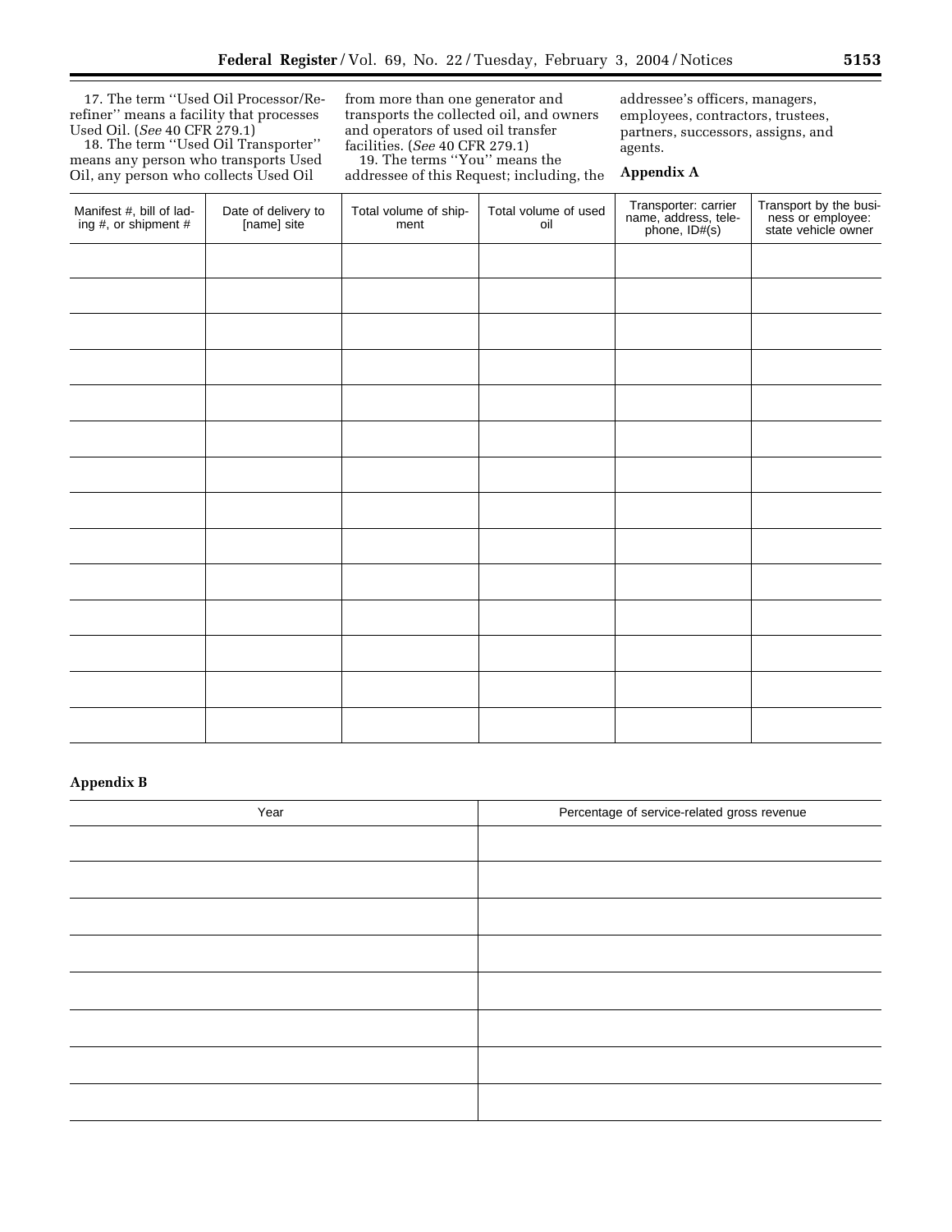17. The term ''Used Oil Processor/Re-refiner'' means a facility that processes Used Oil. (*See* 40 CFR 279.1)

18. The term ''Used Oil Transporter'' means any person who transports Used Oil, any person who collects Used Oil from more than one generator and transports the collected oil, and owners and operators of used oil transfer facilities. (*See* 40 CFR 279.1)

19. The terms ''You'' means the addressee of this Request; including, the addressee's officers, managers, employees, contractors, trustees, partners, successors, assigns, and agents.

**Appendix A**

| Manifest #, bill of lading #, or shipment # | Date of delivery to [name] site | Total volume of shipment | Total volume of used oil | Transporter: carrier name, address, telephone, ID#(s) | Transport by the business or employee: state vehicle owner |
|---|---|---|---|---|---|
| | | | | | |
| | | | | | |
| | | | | | |
| | | | | | |
| | | | | | |
| | | | | | |
| | | | | | |
| | | | | | |
| | | | | | |
| | | | | | |
| | | | | | |
| | | | | | |
| | | | | | |
| | | | | | |

**Appendix B**

| Year | Percentage of service-related gross revenue |
|---|---|
| | |
| | |
| | |
| | |
| | |
| | |
| | |
| | |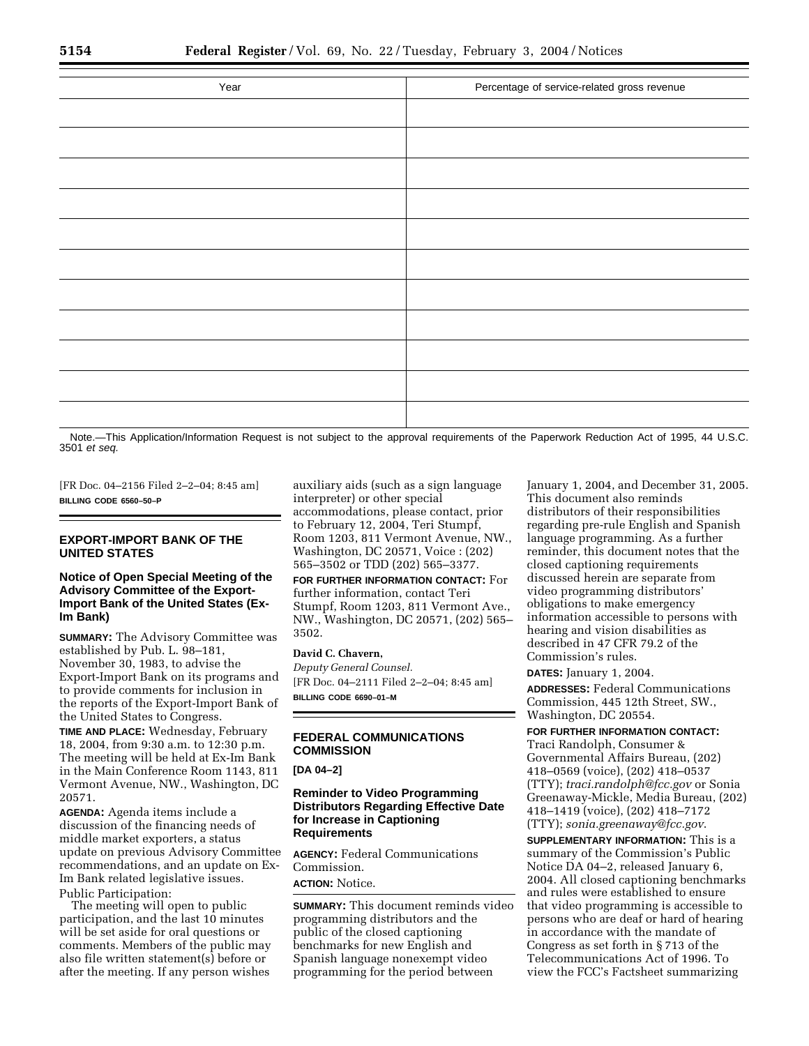| Year | Percentage of service-related gross revenue |
|---|---|
| | |
| | |
| | |
| | |
| | |
| | |
| | |
| | |
| | |
| | |
| | |

Note.—This Application/Information Request is not subject to the approval requirements of the Paperwork Reduction Act of 1995, 44 U.S.C. 3501 *et seq.*

[FR Doc. 04–2156 Filed 2–2–04; 8:45 am]

**BILLING CODE 6560–50–P**

## EXPORT-IMPORT BANK OF THE UNITED STATES

### Notice of Open Special Meeting of the Advisory Committee of the Export-Import Bank of the United States (Ex-Im Bank)

**SUMMARY:** The Advisory Committee was established by Pub. L. 98–181, November 30, 1983, to advise the Export-Import Bank on its programs and to provide comments for inclusion in the reports of the Export-Import Bank of the United States to Congress.

**TIME AND PLACE:** Wednesday, February 18, 2004, from 9:30 a.m. to 12:30 p.m. The meeting will be held at Ex-Im Bank in the Main Conference Room 1143, 811 Vermont Avenue, NW., Washington, DC 20571.

**AGENDA:** Agenda items include a discussion of the financing needs of middle market exporters, a status update on previous Advisory Committee recommendations, and an update on Ex-Im Bank related legislative issues.

Public Participation:

The meeting will open to public participation, and the last 10 minutes will be set aside for oral questions or comments. Members of the public may also file written statement(s) before or after the meeting. If any person wishes auxiliary aids (such as a sign language interpreter) or other special accommodations, please contact, prior to February 12, 2004, Teri Stumpf, Room 1203, 811 Vermont Avenue, NW., Washington, DC 20571, Voice : (202) 565–3502 or TDD (202) 565–3377.

**FOR FURTHER INFORMATION CONTACT:** For further information, contact Teri Stumpf, Room 1203, 811 Vermont Ave., NW., Washington, DC 20571, (202) 565–3502.

**David C. Chavern,**

*Deputy General Counsel.*

[FR Doc. 04–2111 Filed 2–2–04; 8:45 am]

**BILLING CODE 6690–01–M**

## FEDERAL COMMUNICATIONS COMMISSION

**[DA 04–2]**

### Reminder to Video Programming Distributors Regarding Effective Date for Increase in Captioning Requirements

**AGENCY:** Federal Communications Commission.

**ACTION:** Notice.

**SUMMARY:** This document reminds video programming distributors and the public of the closed captioning benchmarks for new English and Spanish language nonexempt video programming for the period between January 1, 2004, and December 31, 2005. This document also reminds distributors of their responsibilities regarding pre-rule English and Spanish language programming. As a further reminder, this document notes that the closed captioning requirements discussed herein are separate from video programming distributors' obligations to make emergency information accessible to persons with hearing and vision disabilities as described in 47 CFR 79.2 of the Commission's rules.

**DATES:** January 1, 2004.

**ADDRESSES:** Federal Communications Commission, 445 12th Street, SW., Washington, DC 20554.

**FOR FURTHER INFORMATION CONTACT:** Traci Randolph, Consumer & Governmental Affairs Bureau, (202) 418–0569 (voice), (202) 418–0537 (TTY); *traci.randolph@fcc.gov* or Sonia Greenaway-Mickle, Media Bureau, (202) 418–1419 (voice), (202) 418–7172 (TTY); *sonia.greenaway@fcc.gov*.

**SUPPLEMENTARY INFORMATION:** This is a summary of the Commission's Public Notice DA 04–2, released January 6, 2004. All closed captioning benchmarks and rules were established to ensure that video programming is accessible to persons who are deaf or hard of hearing in accordance with the mandate of Congress as set forth in § 713 of the Telecommunications Act of 1996. To view the FCC's Factsheet summarizing